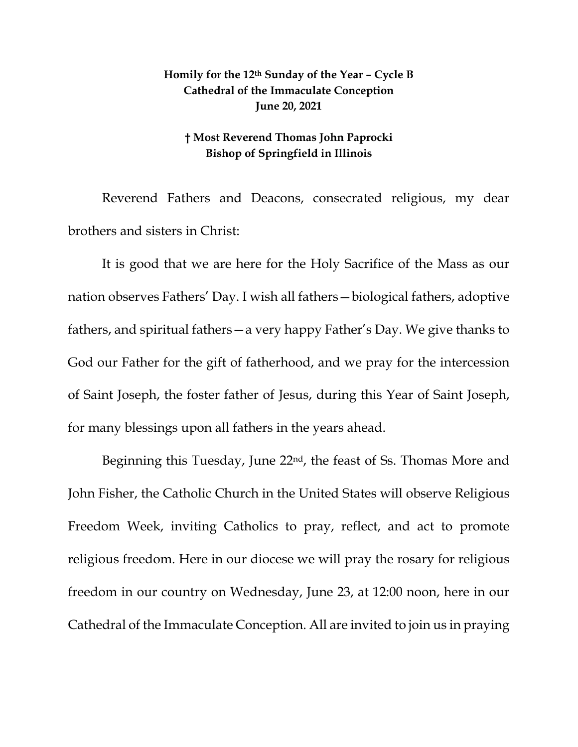**Homily for the 12th Sunday of the Year – Cycle B**
**Cathedral of the Immaculate Conception**
**June 20, 2021**

**† Most Reverend Thomas John Paprocki**
**Bishop of Springfield in Illinois**

Reverend Fathers and Deacons, consecrated religious, my dear brothers and sisters in Christ:

It is good that we are here for the Holy Sacrifice of the Mass as our nation observes Fathers' Day. I wish all fathers—biological fathers, adoptive fathers, and spiritual fathers—a very happy Father's Day. We give thanks to God our Father for the gift of fatherhood, and we pray for the intercession of Saint Joseph, the foster father of Jesus, during this Year of Saint Joseph, for many blessings upon all fathers in the years ahead.

Beginning this Tuesday, June 22nd, the feast of Ss. Thomas More and John Fisher, the Catholic Church in the United States will observe Religious Freedom Week, inviting Catholics to pray, reflect, and act to promote religious freedom. Here in our diocese we will pray the rosary for religious freedom in our country on Wednesday, June 23, at 12:00 noon, here in our Cathedral of the Immaculate Conception. All are invited to join us in praying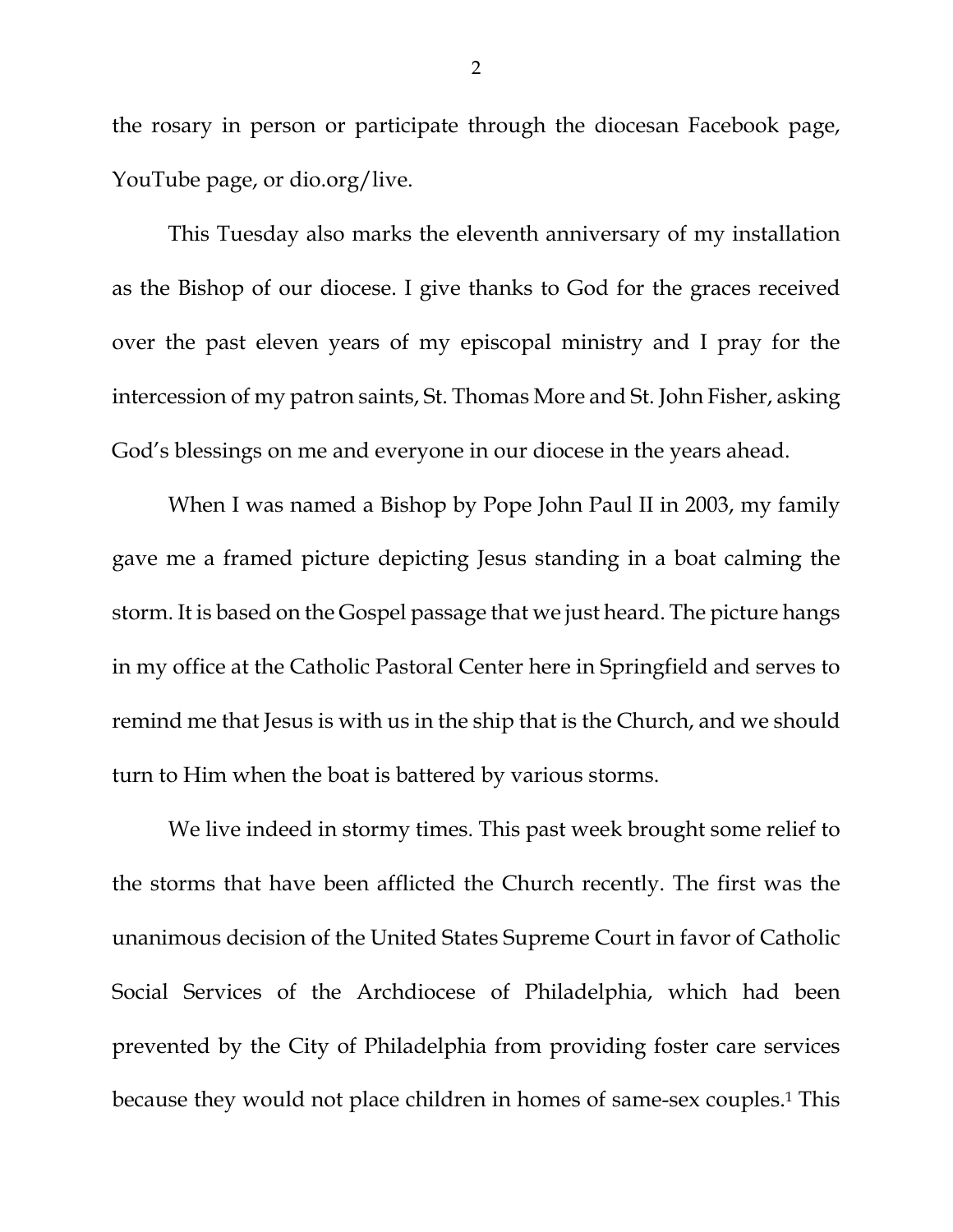the rosary in person or participate through the diocesan Facebook page, YouTube page, or dio.org/live.

This Tuesday also marks the eleventh anniversary of my installation as the Bishop of our diocese. I give thanks to God for the graces received over the past eleven years of my episcopal ministry and I pray for the intercession of my patron saints, St. Thomas More and St. John Fisher, asking God's blessings on me and everyone in our diocese in the years ahead.

When I was named a Bishop by Pope John Paul II in 2003, my family gave me a framed picture depicting Jesus standing in a boat calming the storm. It is based on the Gospel passage that we just heard. The picture hangs in my office at the Catholic Pastoral Center here in Springfield and serves to remind me that Jesus is with us in the ship that is the Church, and we should turn to Him when the boat is battered by various storms.

We live indeed in stormy times. This past week brought some relief to the storms that have been afflicted the Church recently. The first was the unanimous decision of the United States Supreme Court in favor of Catholic Social Services of the Archdiocese of Philadelphia, which had been prevented by the City of Philadelphia from providing foster care services because they would not place children in homes of same-sex couples.[1] This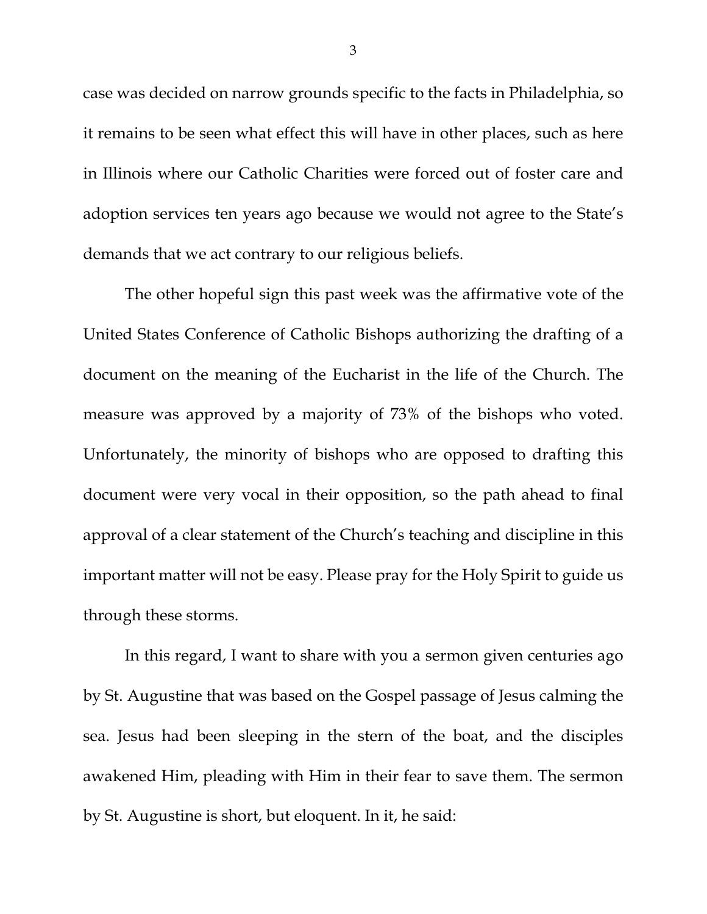case was decided on narrow grounds specific to the facts in Philadelphia, so it remains to be seen what effect this will have in other places, such as here in Illinois where our Catholic Charities were forced out of foster care and adoption services ten years ago because we would not agree to the State's demands that we act contrary to our religious beliefs.

The other hopeful sign this past week was the affirmative vote of the United States Conference of Catholic Bishops authorizing the drafting of a document on the meaning of the Eucharist in the life of the Church. The measure was approved by a majority of 73% of the bishops who voted. Unfortunately, the minority of bishops who are opposed to drafting this document were very vocal in their opposition, so the path ahead to final approval of a clear statement of the Church's teaching and discipline in this important matter will not be easy. Please pray for the Holy Spirit to guide us through these storms.

In this regard, I want to share with you a sermon given centuries ago by St. Augustine that was based on the Gospel passage of Jesus calming the sea. Jesus had been sleeping in the stern of the boat, and the disciples awakened Him, pleading with Him in their fear to save them. The sermon by St. Augustine is short, but eloquent. In it, he said: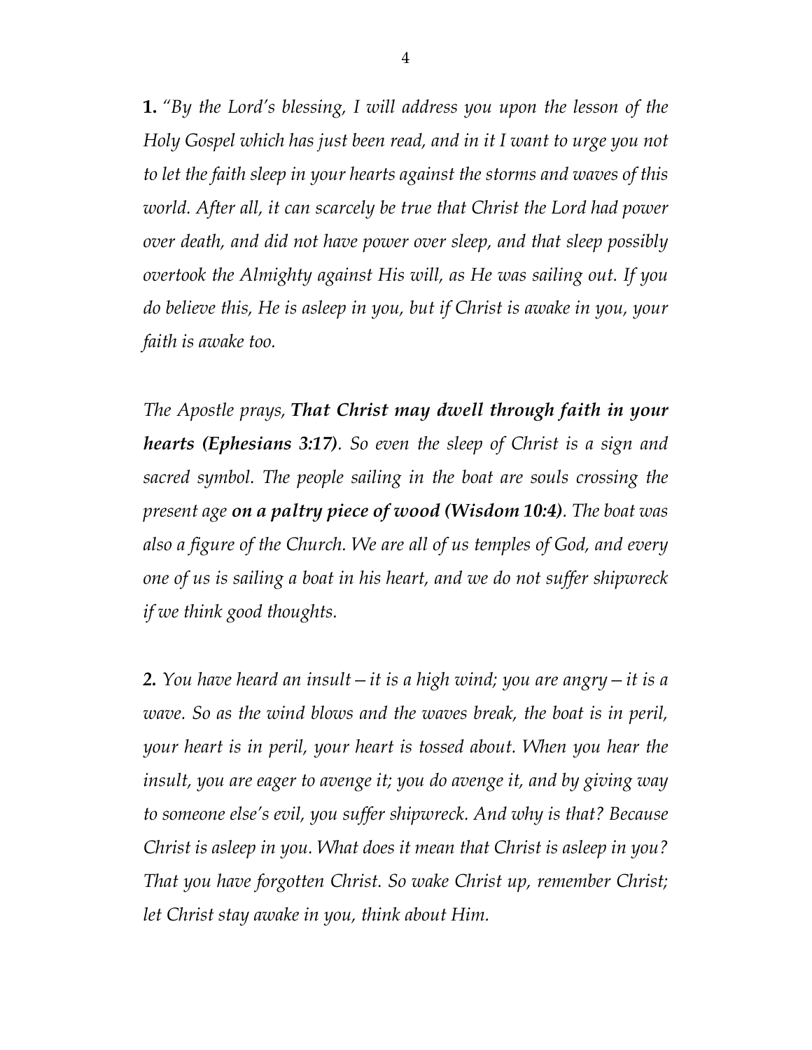**1.** *"By the Lord's blessing, I will address you upon the lesson of the Holy Gospel which has just been read, and in it I want to urge you not to let the faith sleep in your hearts against the storms and waves of this world. After all, it can scarcely be true that Christ the Lord had power over death, and did not have power over sleep, and that sleep possibly overtook the Almighty against His will, as He was sailing out. If you do believe this, He is asleep in you, but if Christ is awake in you, your faith is awake too.*

*The Apostle prays,* ***That Christ may dwell through faith in your hearts (Ephesians 3:17)****. So even the sleep of Christ is a sign and sacred symbol. The people sailing in the boat are souls crossing the present age* ***on a paltry piece of wood (Wisdom 10:4)****. The boat was also a figure of the Church. We are all of us temples of God, and every one of us is sailing a boat in his heart, and we do not suffer shipwreck if we think good thoughts.*

**2.** *You have heard an insult—it is a high wind; you are angry—it is a wave. So as the wind blows and the waves break, the boat is in peril, your heart is in peril, your heart is tossed about. When you hear the insult, you are eager to avenge it; you do avenge it, and by giving way to someone else's evil, you suffer shipwreck. And why is that? Because Christ is asleep in you. What does it mean that Christ is asleep in you? That you have forgotten Christ. So wake Christ up, remember Christ; let Christ stay awake in you, think about Him.*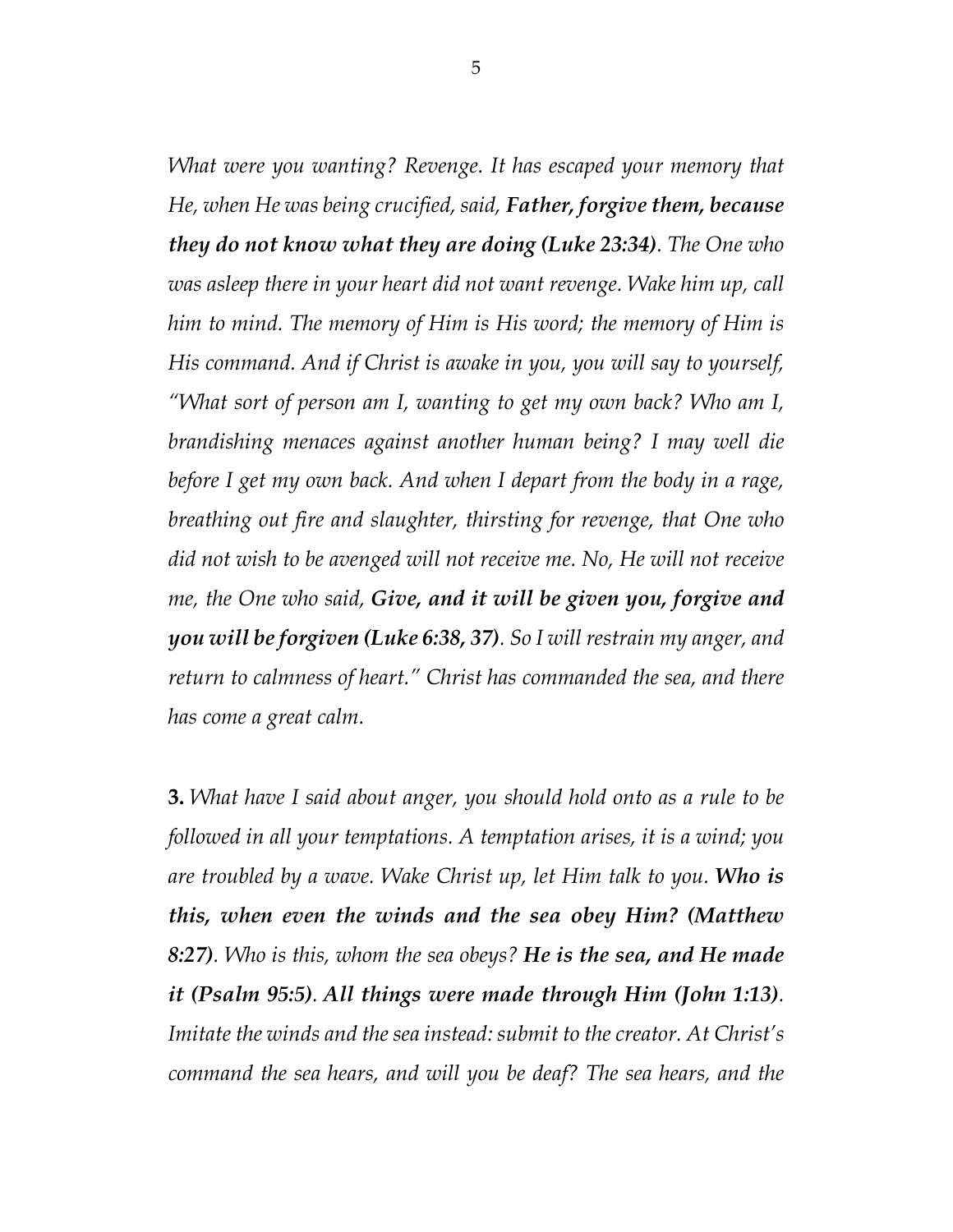*What were you wanting? Revenge. It has escaped your memory that He, when He was being crucified, said,* ***Father, forgive them, because they do not know what they are doing (Luke 23:34)****. The One who was asleep there in your heart did not want revenge. Wake him up, call him to mind. The memory of Him is His word; the memory of Him is His command. And if Christ is awake in you, you will say to yourself, "What sort of person am I, wanting to get my own back? Who am I, brandishing menaces against another human being? I may well die before I get my own back. And when I depart from the body in a rage, breathing out fire and slaughter, thirsting for revenge, that One who did not wish to be avenged will not receive me. No, He will not receive me, the One who said,* ***Give, and it will be given you, forgive and you will be forgiven (Luke 6:38, 37)****. So I will restrain my anger, and return to calmness of heart." Christ has commanded the sea, and there has come a great calm.*

**3.** *What have I said about anger, you should hold onto as a rule to be followed in all your temptations. A temptation arises, it is a wind; you are troubled by a wave. Wake Christ up, let Him talk to you.* ***Who is this, when even the winds and the sea obey Him? (Matthew 8:27)****. Who is this, whom the sea obeys?* ***He is the sea, and He made it (Psalm 95:5)****.* ***All things were made through Him (John 1:13)****. Imitate the winds and the sea instead: submit to the creator. At Christ's command the sea hears, and will you be deaf? The sea hears, and the*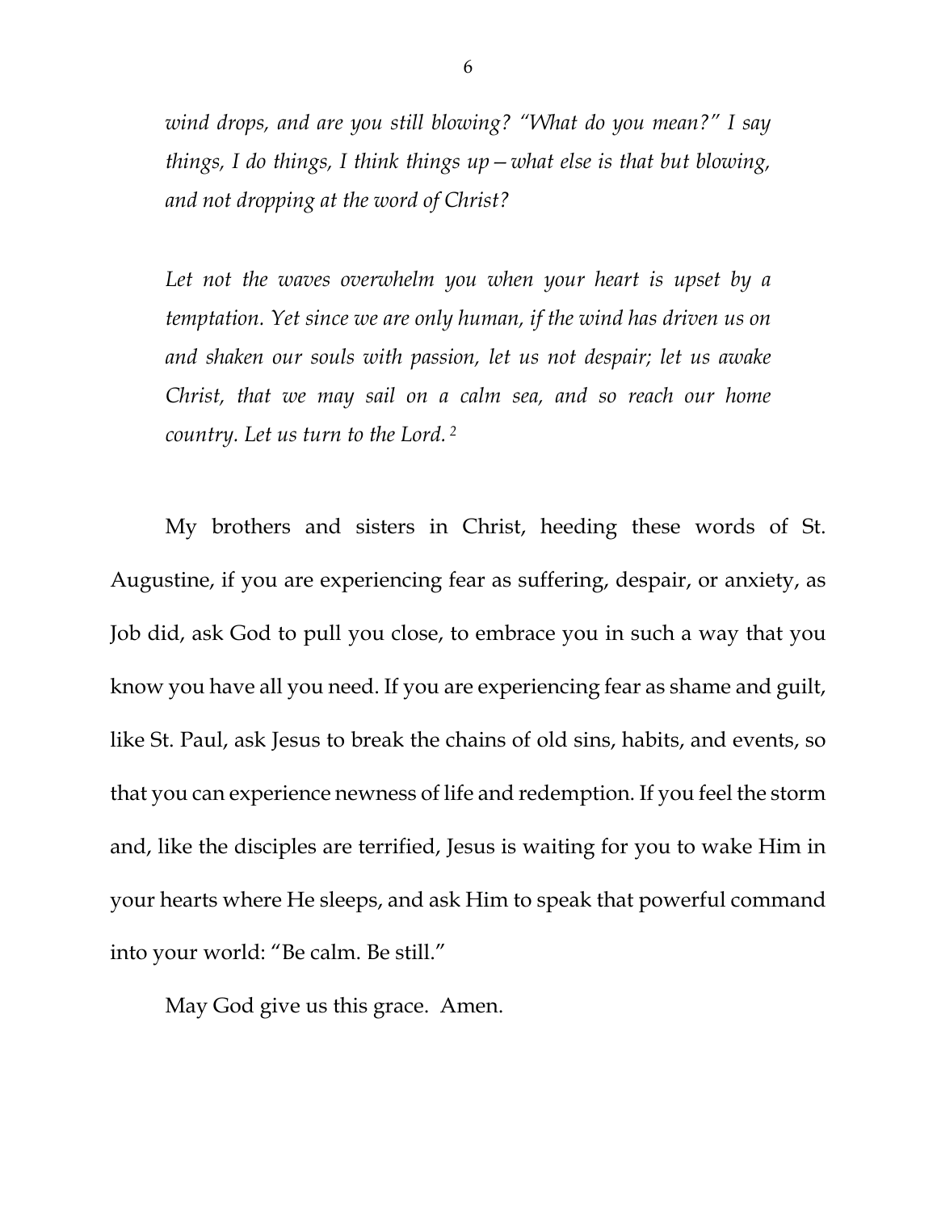*wind drops, and are you still blowing? "What do you mean?" I say things, I do things, I think things up—what else is that but blowing, and not dropping at the word of Christ?*

*Let not the waves overwhelm you when your heart is upset by a temptation. Yet since we are only human, if the wind has driven us on and shaken our souls with passion, let us not despair; let us awake Christ, that we may sail on a calm sea, and so reach our home country. Let us turn to the Lord.* [2]

My brothers and sisters in Christ, heeding these words of St. Augustine, if you are experiencing fear as suffering, despair, or anxiety, as Job did, ask God to pull you close, to embrace you in such a way that you know you have all you need. If you are experiencing fear as shame and guilt, like St. Paul, ask Jesus to break the chains of old sins, habits, and events, so that you can experience newness of life and redemption. If you feel the storm and, like the disciples are terrified, Jesus is waiting for you to wake Him in your hearts where He sleeps, and ask Him to speak that powerful command into your world: "Be calm. Be still."

May God give us this grace. Amen.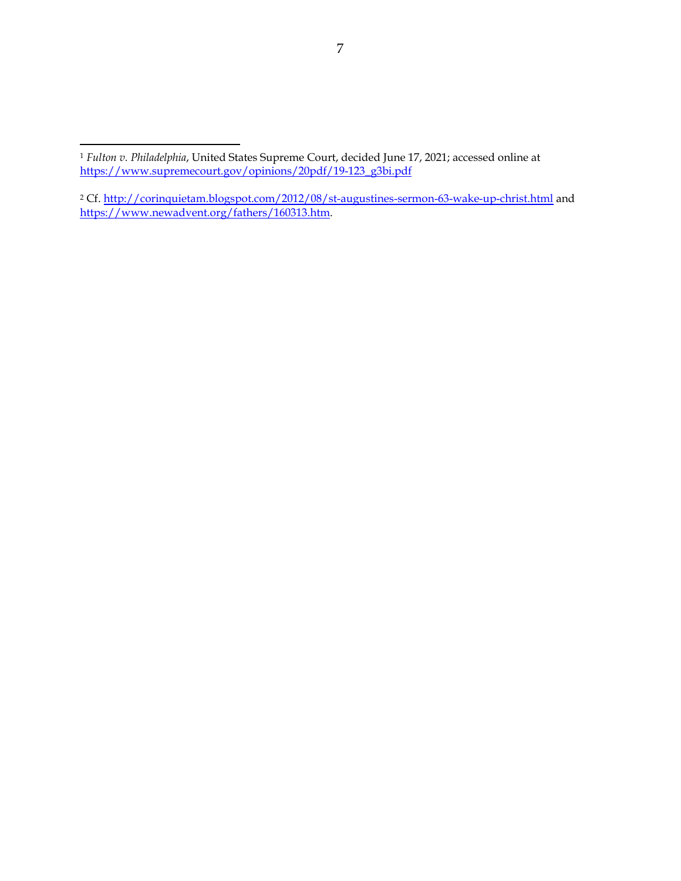[1] *Fulton v. Philadelphia*, United States Supreme Court, decided June 17, 2021; accessed online at https://www.supremecourt.gov/opinions/20pdf/19-123_g3bi.pdf

[2] Cf. http://corinquietam.blogspot.com/2012/08/st-augustines-sermon-63-wake-up-christ.html and https://www.newadvent.org/fathers/160313.htm.